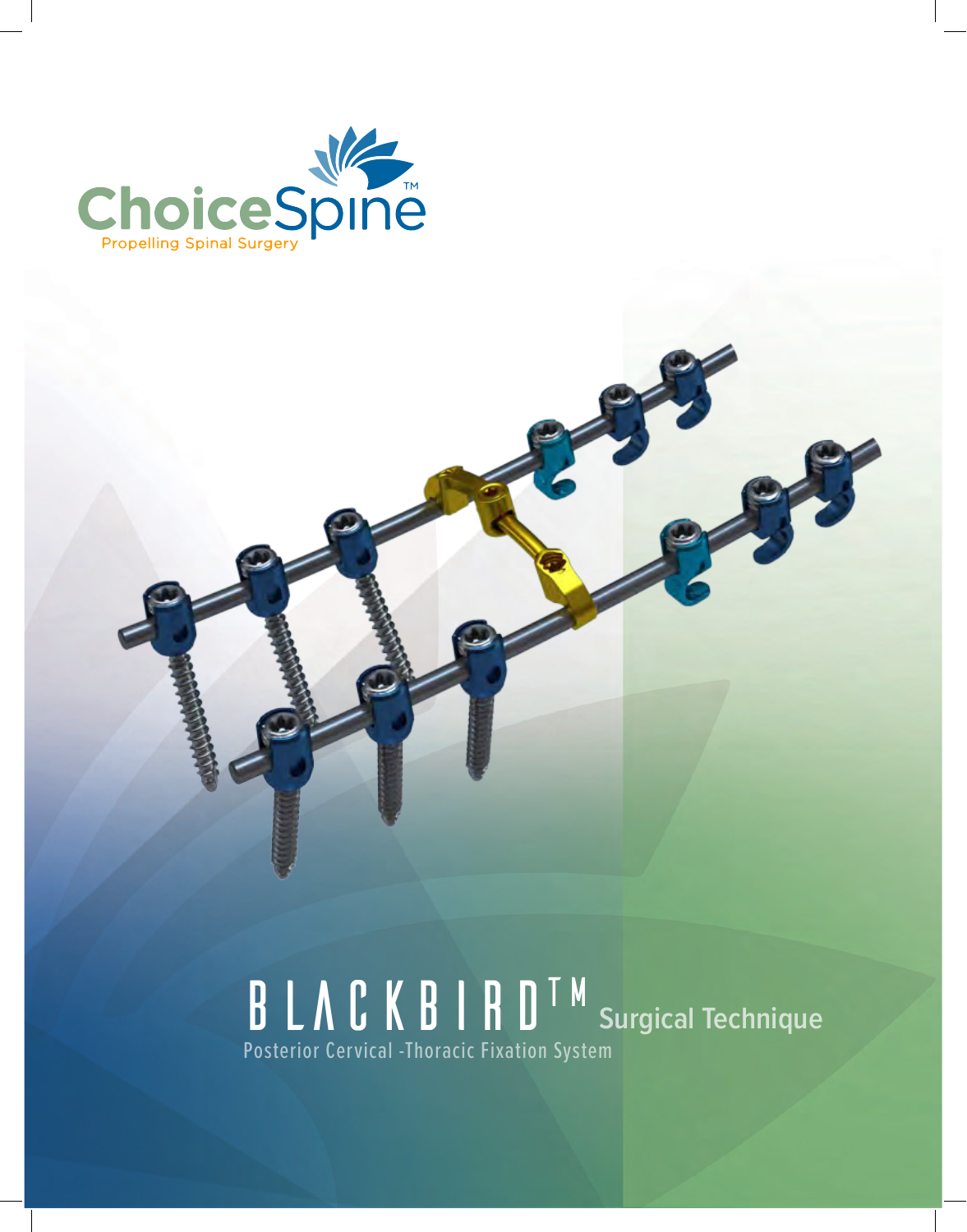ChoiceSpine™

Propelling Spinal Surgery

# BLACKBIRD™ Surgical Technique

Posterior Cervical -Thoracic Fixation System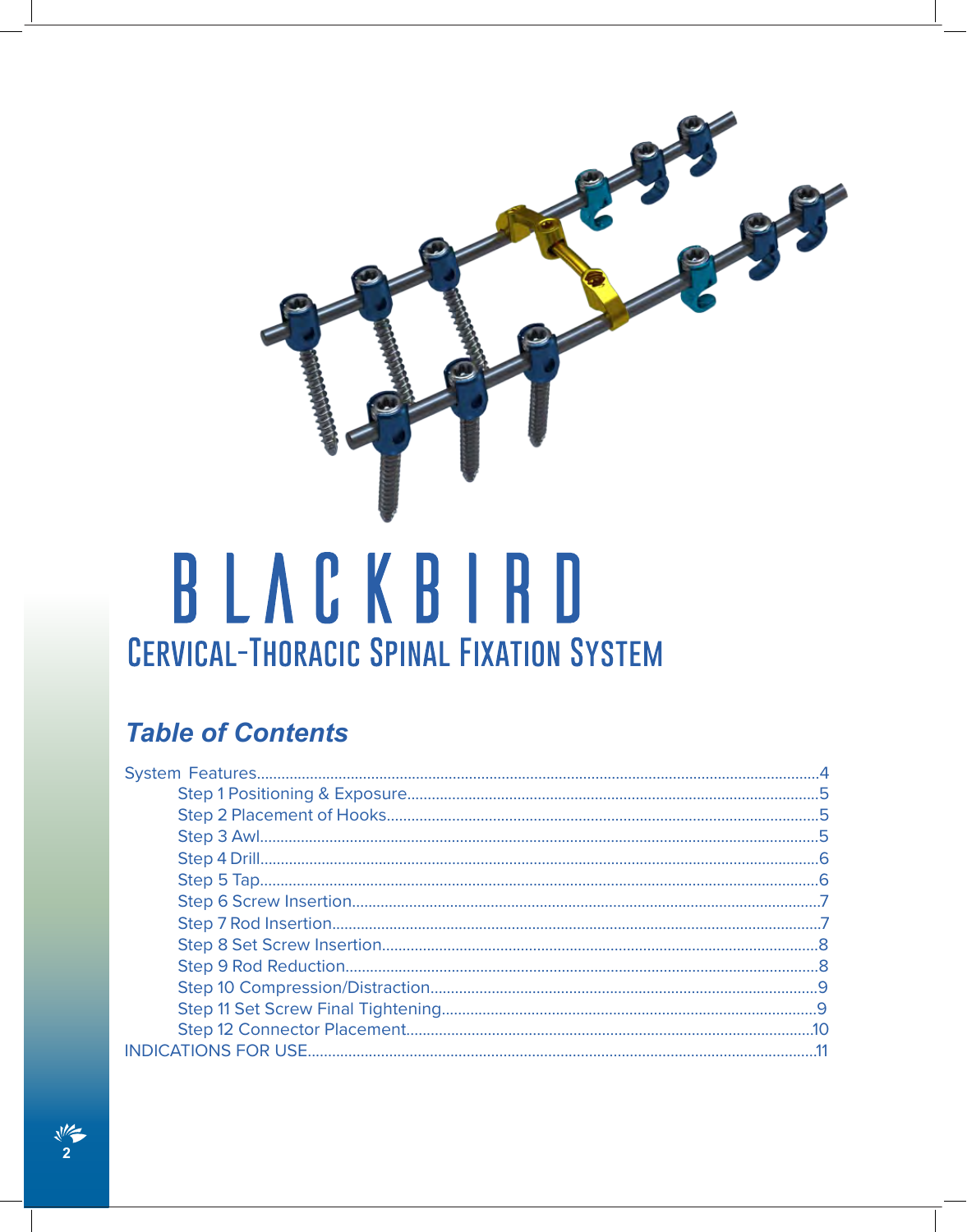# BLACKBIRD

## Cervical-Thoracic Spinal Fixation System

### *Table of Contents*

System Features....................4
- Step 1 Positioning & Exposure....................5
- Step 2 Placement of Hooks....................5
- Step 3 Awl....................5
- Step 4 Drill....................6
- Step 5 Tap....................6
- Step 6 Screw Insertion....................7
- Step 7 Rod Insertion....................7
- Step 8 Set Screw Insertion....................8
- Step 9 Rod Reduction....................8
- Step 10 Compression/Distraction....................9
- Step 11 Set Screw Final Tightening....................9
- Step 12 Connector Placement....................10

INDICATIONS FOR USE....................11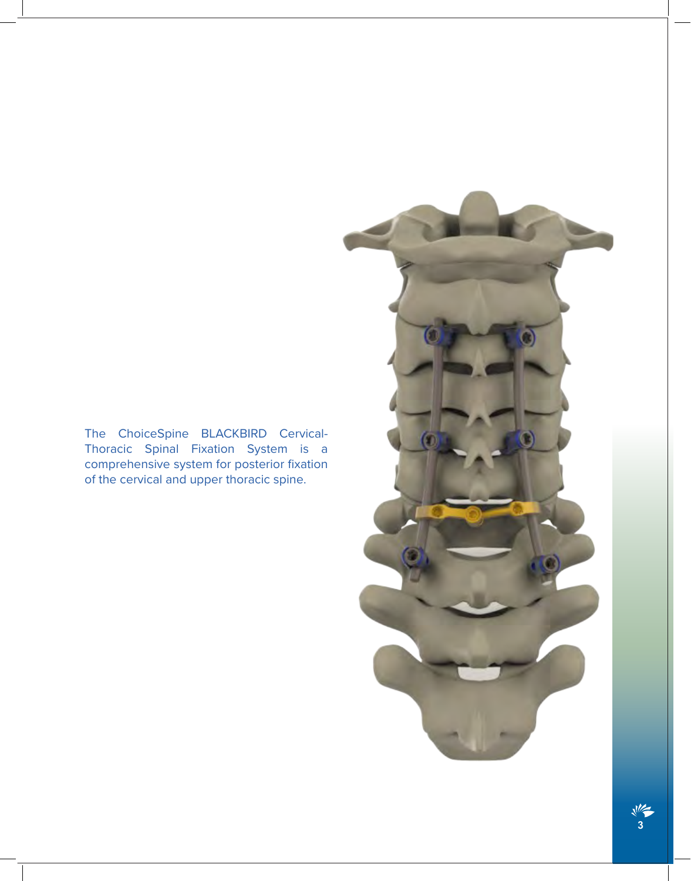The ChoiceSpine BLACKBIRD Cervical-Thoracic Spinal Fixation System is a comprehensive system for posterior fixation of the cervical and upper thoracic spine.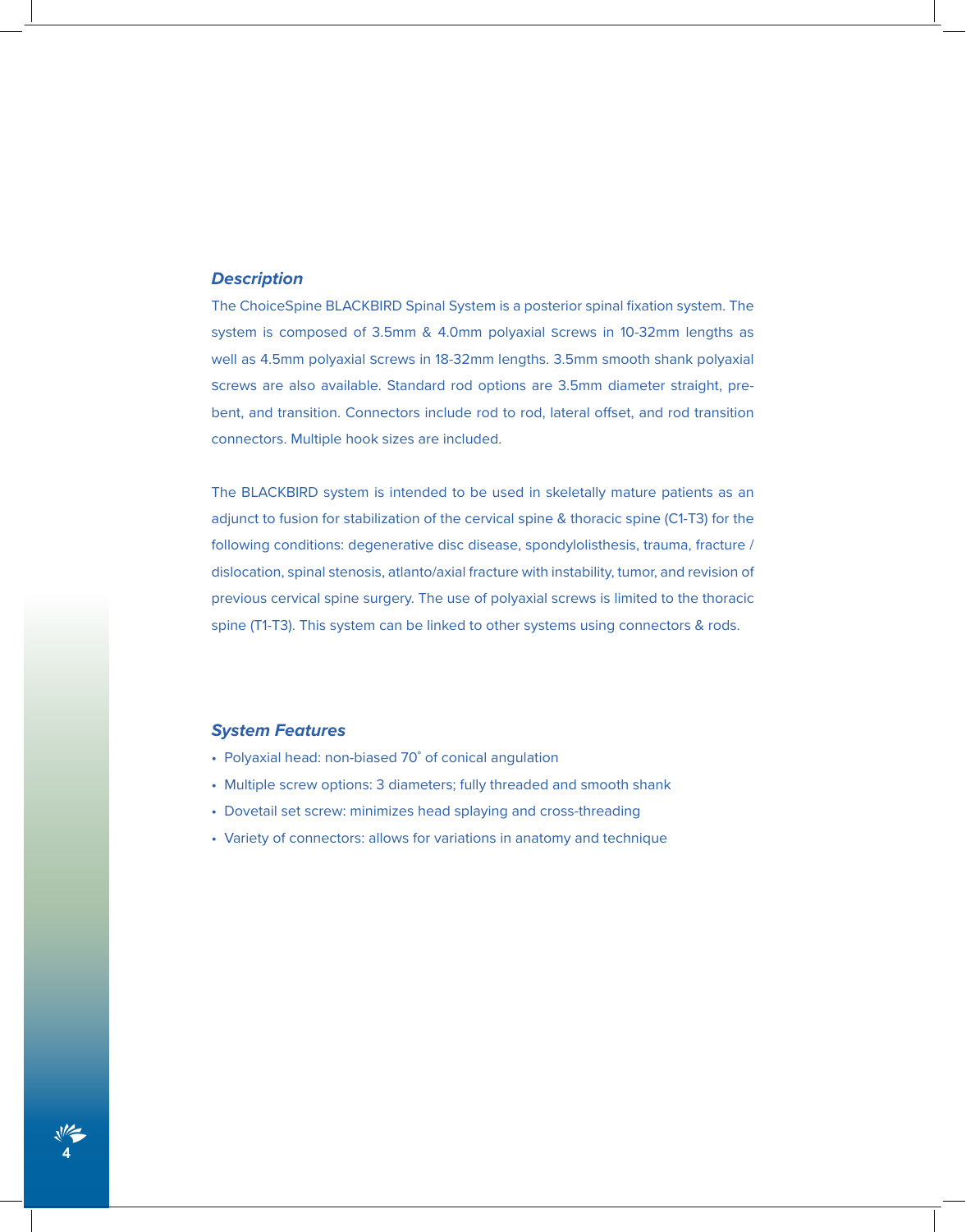### *Description*

The ChoiceSpine BLACKBIRD Spinal System is a posterior spinal fixation system. The system is composed of 3.5mm & 4.0mm polyaxial screws in 10-32mm lengths as well as 4.5mm polyaxial screws in 18-32mm lengths. 3.5mm smooth shank polyaxial screws are also available. Standard rod options are 3.5mm diameter straight, pre-bent, and transition. Connectors include rod to rod, lateral offset, and rod transition connectors. Multiple hook sizes are included.

The BLACKBIRD system is intended to be used in skeletally mature patients as an adjunct to fusion for stabilization of the cervical spine & thoracic spine (C1-T3) for the following conditions: degenerative disc disease, spondylolisthesis, trauma, fracture / dislocation, spinal stenosis, atlanto/axial fracture with instability, tumor, and revision of previous cervical spine surgery. The use of polyaxial screws is limited to the thoracic spine (T1-T3). This system can be linked to other systems using connectors & rods.

### *System Features*

- Polyaxial head: non-biased 70˚ of conical angulation
- Multiple screw options: 3 diameters; fully threaded and smooth shank
- Dovetail set screw: minimizes head splaying and cross-threading
- Variety of connectors: allows for variations in anatomy and technique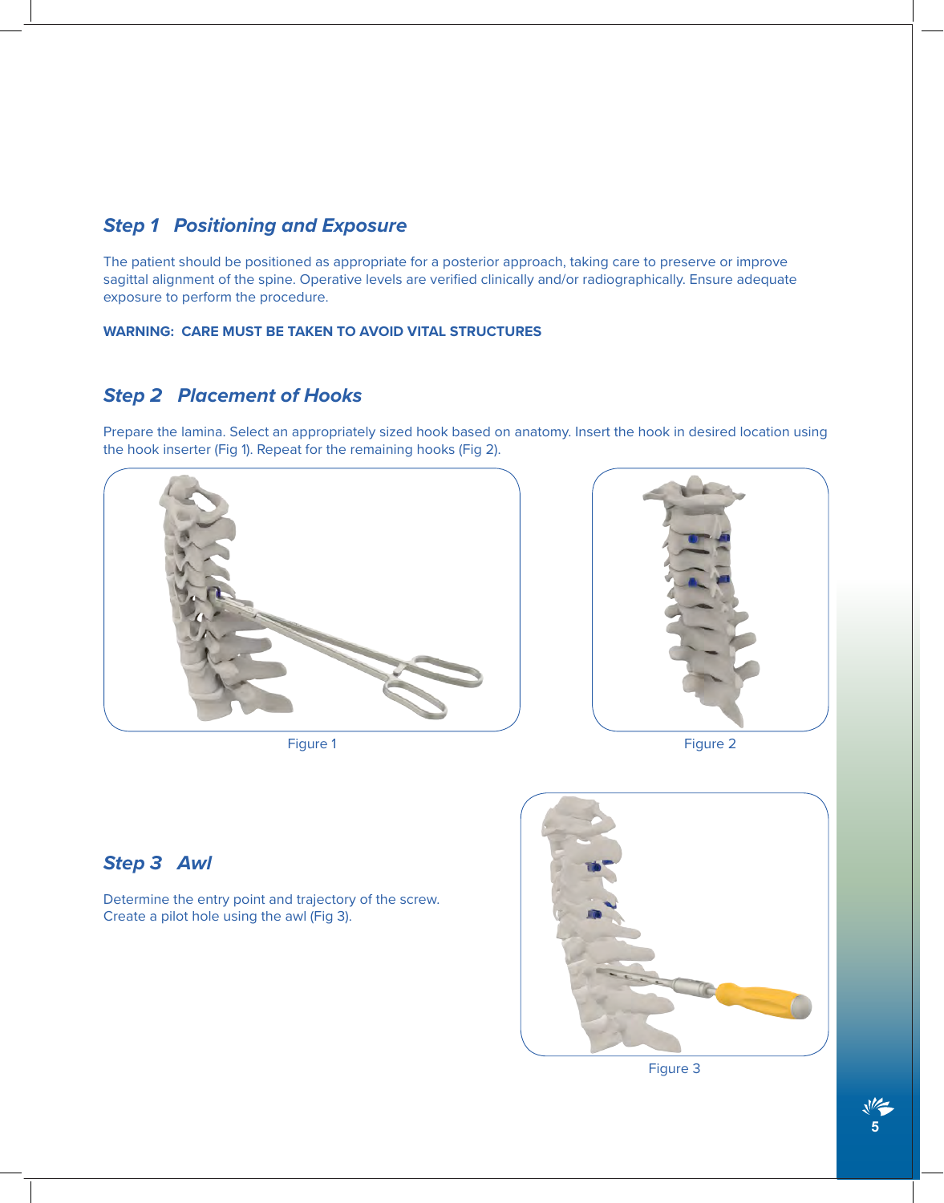## *Step 1 Positioning and Exposure*

The patient should be positioned as appropriate for a posterior approach, taking care to preserve or improve sagittal alignment of the spine. Operative levels are verified clinically and/or radiographically. Ensure adequate exposure to perform the procedure.

**WARNING: CARE MUST BE TAKEN TO AVOID VITAL STRUCTURES**

## *Step 2 Placement of Hooks*

Prepare the lamina. Select an appropriately sized hook based on anatomy. Insert the hook in desired location using the hook inserter (Fig 1). Repeat for the remaining hooks (Fig 2).

Figure 1

Figure 2

## *Step 3 Awl*

Determine the entry point and trajectory of the screw. Create a pilot hole using the awl (Fig 3).

Figure 3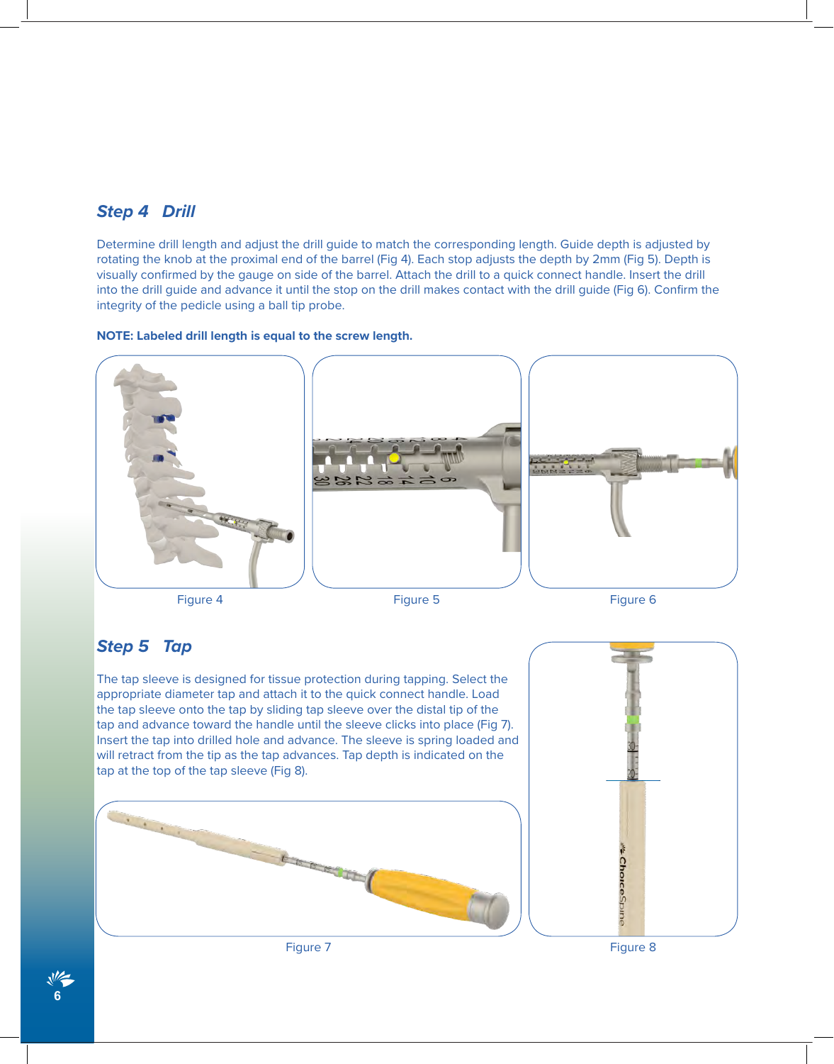## *Step 4 Drill*

Determine drill length and adjust the drill guide to match the corresponding length. Guide depth is adjusted by rotating the knob at the proximal end of the barrel (Fig 4). Each stop adjusts the depth by 2mm (Fig 5). Depth is visually confirmed by the gauge on side of the barrel. Attach the drill to a quick connect handle. Insert the drill into the drill guide and advance it until the stop on the drill makes contact with the drill guide (Fig 6). Confirm the integrity of the pedicle using a ball tip probe.

**NOTE: Labeled drill length is equal to the screw length.**

Figure 4

Figure 5

Figure 6

## *Step 5 Tap*

The tap sleeve is designed for tissue protection during tapping. Select the appropriate diameter tap and attach it to the quick connect handle. Load the tap sleeve onto the tap by sliding tap sleeve over the distal tip of the tap and advance toward the handle until the sleeve clicks into place (Fig 7). Insert the tap into drilled hole and advance. The sleeve is spring loaded and will retract from the tip as the tap advances. Tap depth is indicated on the tap at the top of the tap sleeve (Fig 8).

Figure 7

Figure 8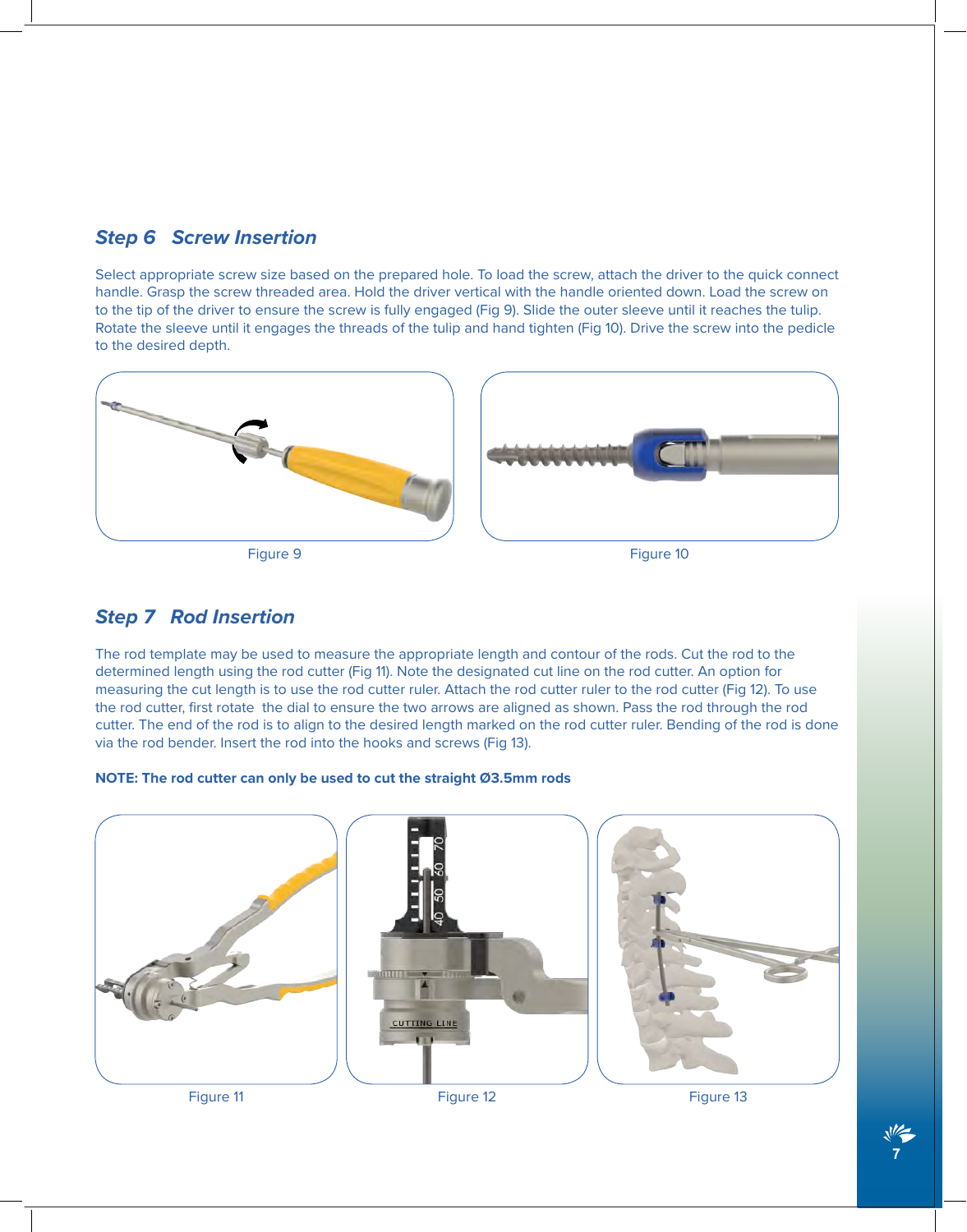## *Step 6 Screw Insertion*

Select appropriate screw size based on the prepared hole. To load the screw, attach the driver to the quick connect handle. Grasp the screw threaded area. Hold the driver vertical with the handle oriented down. Load the screw on to the tip of the driver to ensure the screw is fully engaged (Fig 9). Slide the outer sleeve until it reaches the tulip. Rotate the sleeve until it engages the threads of the tulip and hand tighten (Fig 10). Drive the screw into the pedicle to the desired depth.

Figure 9

Figure 10

## *Step 7 Rod Insertion*

The rod template may be used to measure the appropriate length and contour of the rods. Cut the rod to the determined length using the rod cutter (Fig 11). Note the designated cut line on the rod cutter. An option for measuring the cut length is to use the rod cutter ruler. Attach the rod cutter ruler to the rod cutter (Fig 12). To use the rod cutter, first rotate the dial to ensure the two arrows are aligned as shown. Pass the rod through the rod cutter. The end of the rod is to align to the desired length marked on the rod cutter ruler. Bending of the rod is done via the rod bender. Insert the rod into the hooks and screws (Fig 13).

**NOTE: The rod cutter can only be used to cut the straight Ø3.5mm rods**

Figure 11

Figure 12

Figure 13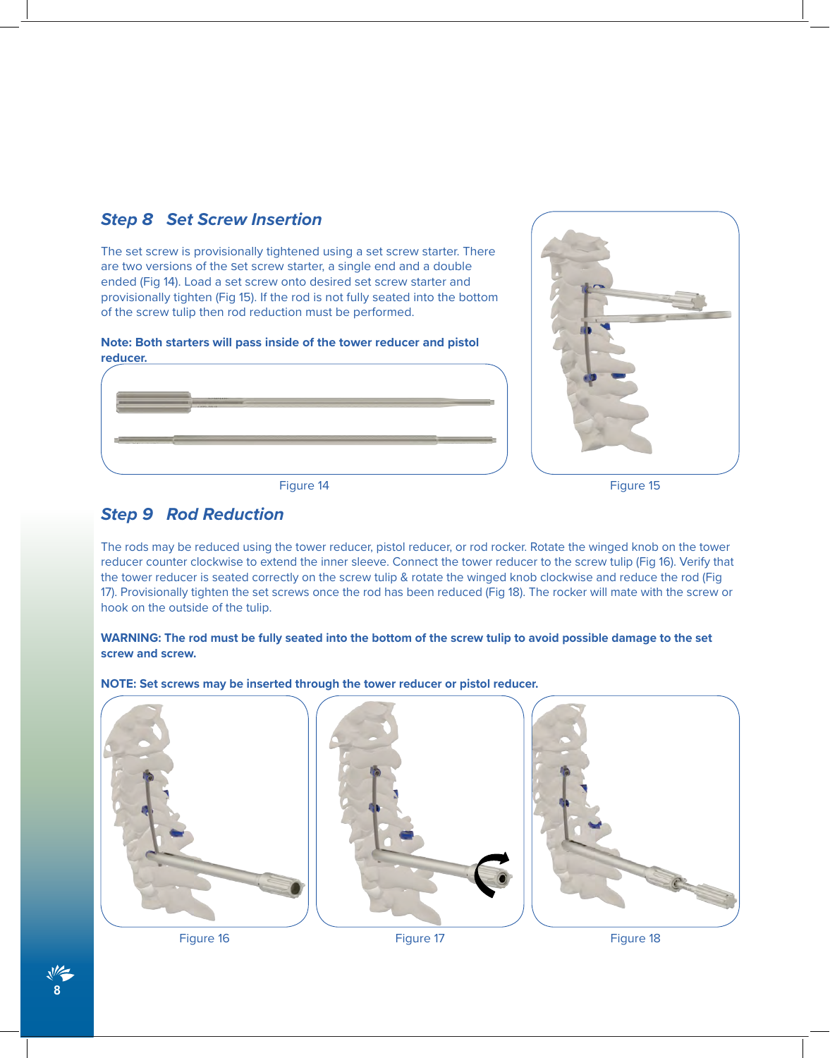## Step 8 Set Screw Insertion

The set screw is provisionally tightened using a set screw starter. There are two versions of the set screw starter, a single end and a double ended (Fig 14). Load a set screw onto desired set screw starter and provisionally tighten (Fig 15). If the rod is not fully seated into the bottom of the screw tulip then rod reduction must be performed.

**Note: Both starters will pass inside of the tower reducer and pistol reducer.**

Figure 14

Figure 15

## Step 9 Rod Reduction

The rods may be reduced using the tower reducer, pistol reducer, or rod rocker. Rotate the winged knob on the tower reducer counter clockwise to extend the inner sleeve. Connect the tower reducer to the screw tulip (Fig 16). Verify that the tower reducer is seated correctly on the screw tulip & rotate the winged knob clockwise and reduce the rod (Fig 17). Provisionally tighten the set screws once the rod has been reduced (Fig 18). The rocker will mate with the screw or hook on the outside of the tulip.

**WARNING: The rod must be fully seated into the bottom of the screw tulip to avoid possible damage to the set screw and screw.**

**NOTE: Set screws may be inserted through the tower reducer or pistol reducer.**

Figure 16

Figure 17

Figure 18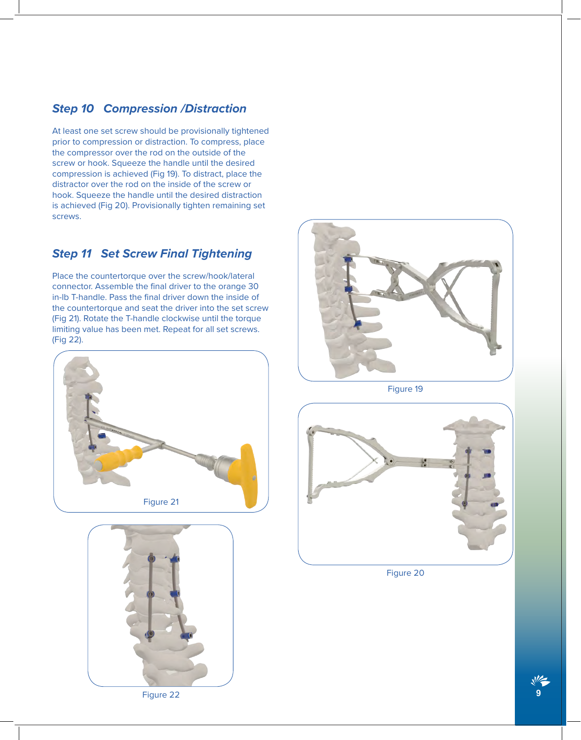## *Step 10 Compression /Distraction*

At least one set screw should be provisionally tightened prior to compression or distraction. To compress, place the compressor over the rod on the outside of the screw or hook. Squeeze the handle until the desired compression is achieved (Fig 19). To distract, place the distractor over the rod on the inside of the screw or hook. Squeeze the handle until the desired distraction is achieved (Fig 20). Provisionally tighten remaining set screws.

## *Step 11 Set Screw Final Tightening*

Place the countertorque over the screw/hook/lateral connector. Assemble the final driver to the orange 30 in-lb T-handle. Pass the final driver down the inside of the countertorque and seat the driver into the set screw (Fig 21). Rotate the T-handle clockwise until the torque limiting value has been met. Repeat for all set screws. (Fig 22).

Figure 21

Figure 22

Figure 19

Figure 20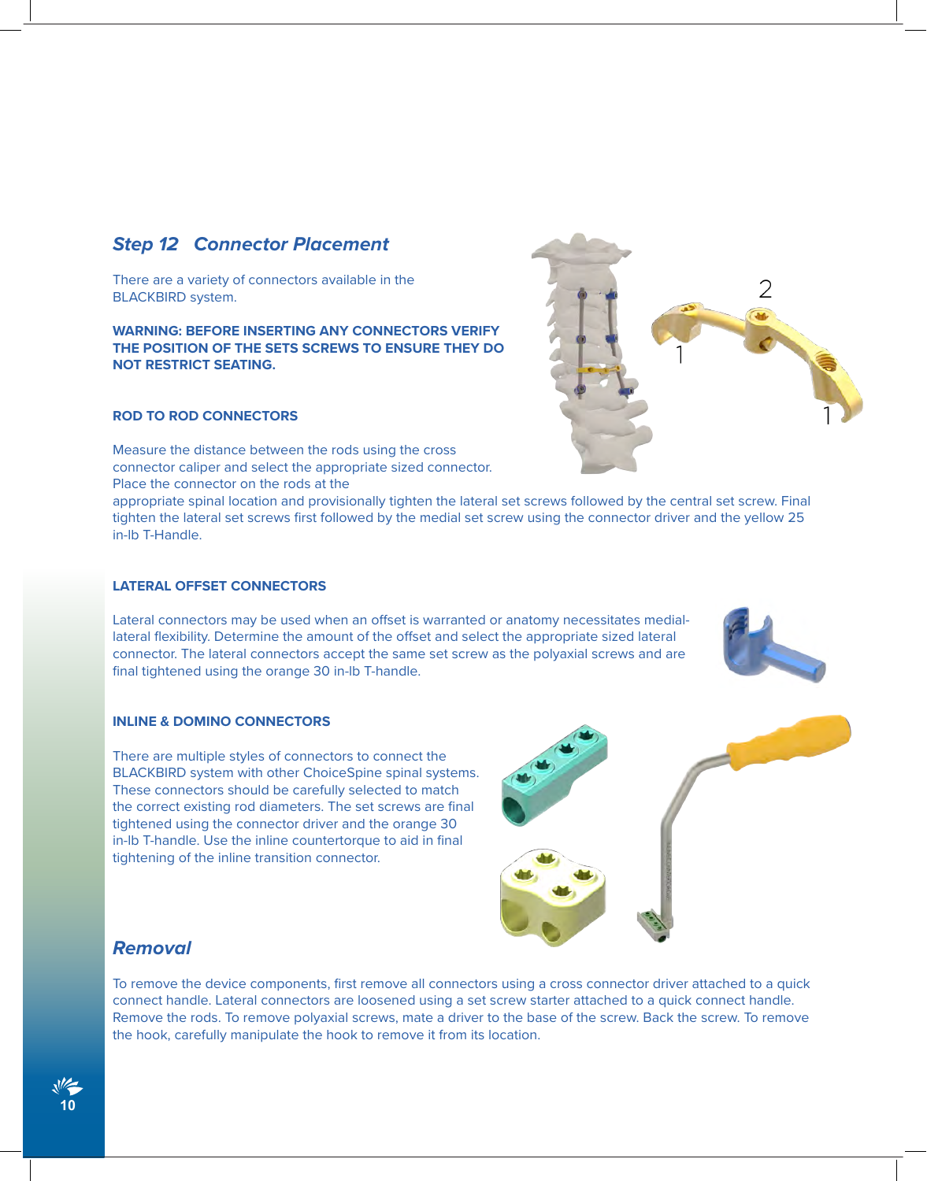## *Step 12 Connector Placement*

There are a variety of connectors available in the BLACKBIRD system.

**WARNING: BEFORE INSERTING ANY CONNECTORS VERIFY THE POSITION OF THE SETS SCREWS TO ENSURE THEY DO NOT RESTRICT SEATING.**

### ROD TO ROD CONNECTORS

Measure the distance between the rods using the cross connector caliper and select the appropriate sized connector. Place the connector on the rods at the appropriate spinal location and provisionally tighten the lateral set screws followed by the central set screw. Final tighten the lateral set screws first followed by the medial set screw using the connector driver and the yellow 25 in-lb T-Handle.

### LATERAL OFFSET CONNECTORS

Lateral connectors may be used when an offset is warranted or anatomy necessitates medial-lateral flexibility. Determine the amount of the offset and select the appropriate sized lateral connector. The lateral connectors accept the same set screw as the polyaxial screws and are final tightened using the orange 30 in-lb T-handle.

### INLINE & DOMINO CONNECTORS

There are multiple styles of connectors to connect the BLACKBIRD system with other ChoiceSpine spinal systems. These connectors should be carefully selected to match the correct existing rod diameters. The set screws are final tightened using the connector driver and the orange 30 in-lb T-handle. Use the inline countertorque to aid in final tightening of the inline transition connector.

## *Removal*

To remove the device components, first remove all connectors using a cross connector driver attached to a quick connect handle. Lateral connectors are loosened using a set screw starter attached to a quick connect handle. Remove the rods. To remove polyaxial screws, mate a driver to the base of the screw. Back the screw. To remove the hook, carefully manipulate the hook to remove it from its location.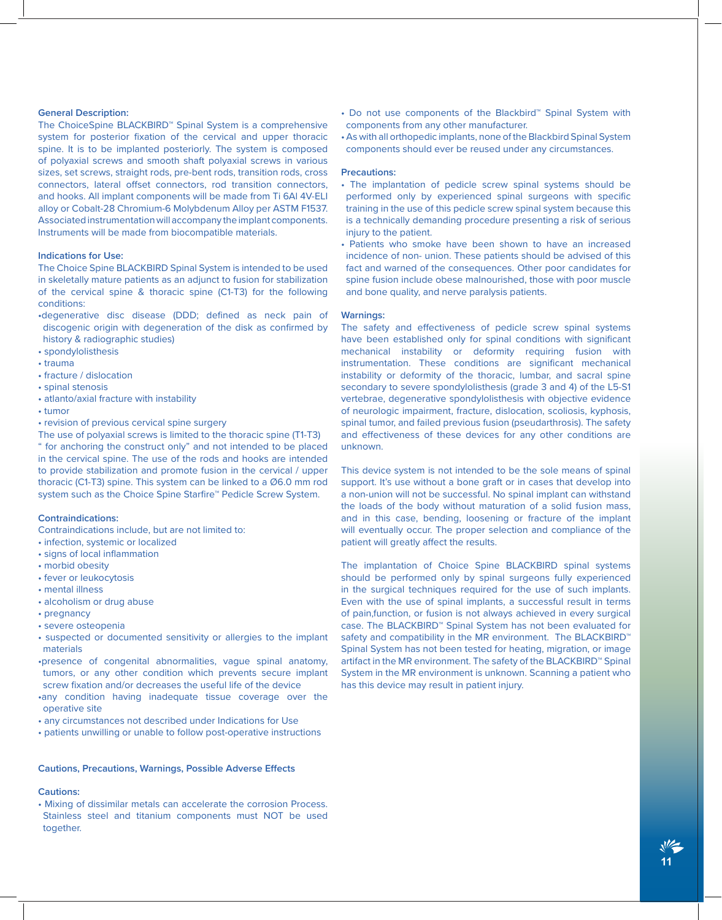**General Description:**

The ChoiceSpine BLACKBIRD™ Spinal System is a comprehensive system for posterior fixation of the cervical and upper thoracic spine. It is to be implanted posteriorly. The system is composed of polyaxial screws and smooth shaft polyaxial screws in various sizes, set screws, straight rods, pre-bent rods, transition rods, cross connectors, lateral offset connectors, rod transition connectors, and hooks. All implant components will be made from Ti 6Al 4V-ELI alloy or Cobalt-28 Chromium-6 Molybdenum Alloy per ASTM F1537. Associated instrumentation will accompany the implant components. Instruments will be made from biocompatible materials.

**Indications for Use:**

The Choice Spine BLACKBIRD Spinal System is intended to be used in skeletally mature patients as an adjunct to fusion for stabilization of the cervical spine & thoracic spine (C1-T3) for the following conditions:

- degenerative disc disease (DDD; defined as neck pain of discogenic origin with degeneration of the disk as confirmed by history & radiographic studies)
- spondylolisthesis
- trauma
- fracture / dislocation
- spinal stenosis
- atlanto/axial fracture with instability
- tumor
- revision of previous cervical spine surgery

The use of polyaxial screws is limited to the thoracic spine (T1-T3) " for anchoring the construct only" and not intended to be placed in the cervical spine. The use of the rods and hooks are intended to provide stabilization and promote fusion in the cervical / upper thoracic (C1-T3) spine. This system can be linked to a Ø6.0 mm rod system such as the Choice Spine Starfire™ Pedicle Screw System.

**Contraindications:**

Contraindications include, but are not limited to:

- infection, systemic or localized
- signs of local inflammation
- morbid obesity
- fever or leukocytosis
- mental illness
- alcoholism or drug abuse
- pregnancy
- severe osteopenia
- suspected or documented sensitivity or allergies to the implant materials
- presence of congenital abnormalities, vague spinal anatomy, tumors, or any other condition which prevents secure implant screw fixation and/or decreases the useful life of the device
- any condition having inadequate tissue coverage over the operative site
- any circumstances not described under Indications for Use
- patients unwilling or unable to follow post-operative instructions

**Cautions, Precautions, Warnings, Possible Adverse Effects**

**Cautions:**

- Mixing of dissimilar metals can accelerate the corrosion Process. Stainless steel and titanium components must NOT be used together.
- Do not use components of the Blackbird™ Spinal System with components from any other manufacturer.
- As with all orthopedic implants, none of the Blackbird Spinal System components should ever be reused under any circumstances.

**Precautions:**

- The implantation of pedicle screw spinal systems should be performed only by experienced spinal surgeons with specific training in the use of this pedicle screw spinal system because this is a technically demanding procedure presenting a risk of serious injury to the patient.
- Patients who smoke have been shown to have an increased incidence of non- union. These patients should be advised of this fact and warned of the consequences. Other poor candidates for spine fusion include obese malnourished, those with poor muscle and bone quality, and nerve paralysis patients.

**Warnings:**

The safety and effectiveness of pedicle screw spinal systems have been established only for spinal conditions with significant mechanical instability or deformity requiring fusion with instrumentation. These conditions are significant mechanical instability or deformity of the thoracic, lumbar, and sacral spine secondary to severe spondylolisthesis (grade 3 and 4) of the L5-S1 vertebrae, degenerative spondylolisthesis with objective evidence of neurologic impairment, fracture, dislocation, scoliosis, kyphosis, spinal tumor, and failed previous fusion (pseudarthrosis). The safety and effectiveness of these devices for any other conditions are unknown.

This device system is not intended to be the sole means of spinal support. It's use without a bone graft or in cases that develop into a non-union will not be successful. No spinal implant can withstand the loads of the body without maturation of a solid fusion mass, and in this case, bending, loosening or fracture of the implant will eventually occur. The proper selection and compliance of the patient will greatly affect the results.

The implantation of Choice Spine BLACKBIRD spinal systems should be performed only by spinal surgeons fully experienced in the surgical techniques required for the use of such implants. Even with the use of spinal implants, a successful result in terms of pain,function, or fusion is not always achieved in every surgical case. The BLACKBIRD™ Spinal System has not been evaluated for safety and compatibility in the MR environment. The BLACKBIRD™ Spinal System has not been tested for heating, migration, or image artifact in the MR environment. The safety of the BLACKBIRD™ Spinal System in the MR environment is unknown. Scanning a patient who has this device may result in patient injury.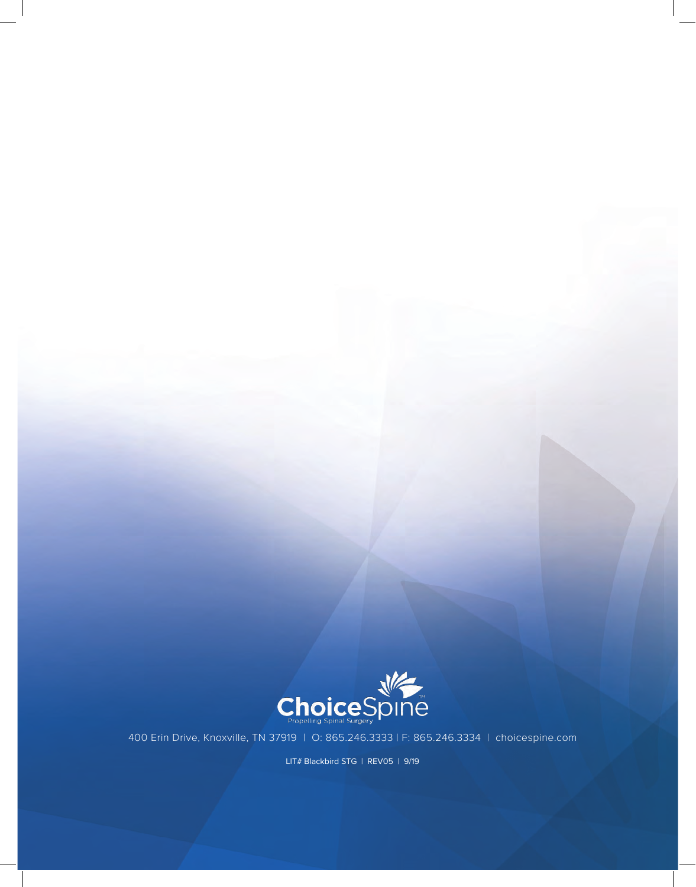ChoiceSpine™

Propelling Spinal Surgery

400 Erin Drive, Knoxville, TN 37919 | O: 865.246.3333 | F: 865.246.3334 | choicespine.com

LIT# Blackbird STG | REV05 | 9/19